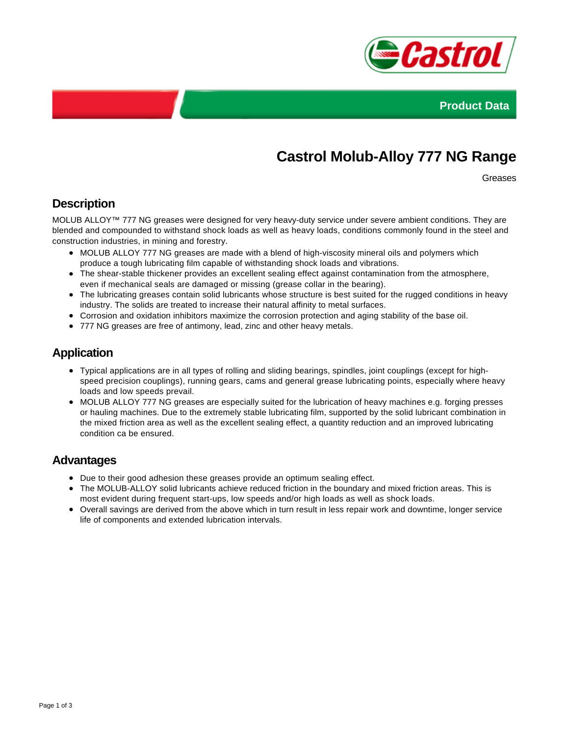Product Data

# Castrol Molub-Alloy 777 NG Range

Greases

## Description

MOLUB ALLOY™ 777 NG greases were designed for very heavy-duty service under severe ambient conditions. They are blended and compounded to withstand shock loads as well as heavy loads, conditions commonly found in the steel and construction industries, in mining and forestry.

- MOLUB ALLOY 777 NG greases are made with a blend of high-viscosity mineral oils and polymers which produce a tough lubricating film capable of withstanding shock loads and vibrations.
- The shear-stable thickener provides an excellent sealing effect against contamination from the atmosphere, even if mechanical seals are damaged or missing (grease collar in the bearing).
- The lubricating greases contain solid lubricants whose structure is best suited for the rugged conditions in heavy industry. The solids are treated to increase their natural affinity to metal surfaces.
- Corrosion and oxidation inhibitors maximize the corrosion protection and aging stability of the base oil.
- 777 NG greases are free of antimony, lead, zinc and other heavy metals.

## Application

- Typical applications are in all types of rolling and sliding bearings, spindles, joint couplings (except for high-speed precision couplings), running gears, cams and general grease lubricating points, especially where heavy loads and low speeds prevail.
- MOLUB ALLOY 777 NG greases are especially suited for the lubrication of heavy machines e.g. forging presses or hauling machines. Due to the extremely stable lubricating film, supported by the solid lubricant combination in the mixed friction area as well as the excellent sealing effect, a quantity reduction and an improved lubricating condition ca be ensured.

## Advantages

- Due to their good adhesion these greases provide an optimum sealing effect.
- The MOLUB-ALLOY solid lubricants achieve reduced friction in the boundary and mixed friction areas. This is most evident during frequent start-ups, low speeds and/or high loads as well as shock loads.
- Overall savings are derived from the above which in turn result in less repair work and downtime, longer service life of components and extended lubrication intervals.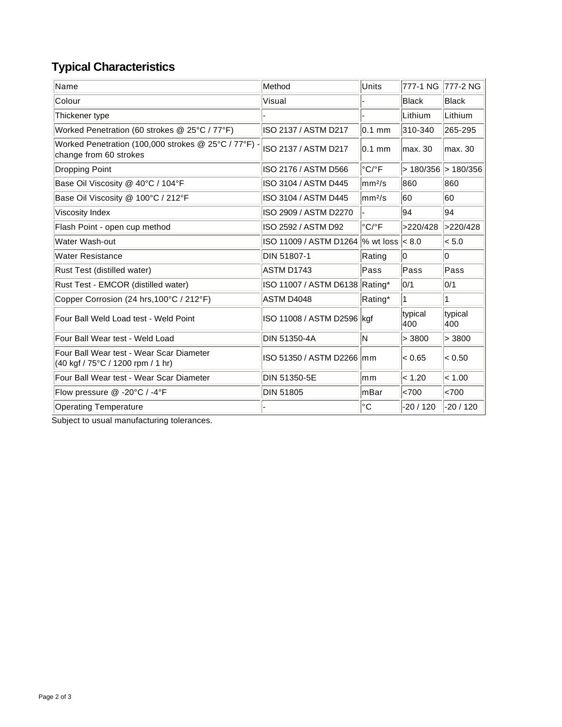## Typical Characteristics

| Name | Method | Units | 777-1 NG | 777-2 NG |
|---|---|---|---|---|
| Colour | Visual | - | Black | Black |
| Thickener type | - | - | Lithium | Lithium |
| Worked Penetration (60 strokes @ 25°C / 77°F) | ISO 2137 / ASTM D217 | 0.1 mm | 310-340 | 265-295 |
| Worked Penetration (100,000 strokes @ 25°C / 77°F) - change from 60 strokes | ISO 2137 / ASTM D217 | 0.1 mm | max. 30 | max. 30 |
| Dropping Point | ISO 2176 / ASTM D566 | °C/°F | > 180/356 | > 180/356 |
| Base Oil Viscosity @ 40°C / 104°F | ISO 3104 / ASTM D445 | $mm^2/s$ | 860 | 860 |
| Base Oil Viscosity @ 100°C / 212°F | ISO 3104 / ASTM D445 | $mm^2/s$ | 60 | 60 |
| Viscosity Index | ISO 2909 / ASTM D2270 | - | 94 | 94 |
| Flash Point - open cup method | ISO 2592 / ASTM D92 | °C/°F | >220/428 | >220/428 |
| Water Wash-out | ISO 11009 / ASTM D1264 | % wt loss | < 8.0 | < 5.0 |
| Water Resistance | DIN 51807-1 | Rating | 0 | 0 |
| Rust Test (distilled water) | ASTM D1743 | Pass | Pass | Pass |
| Rust Test - EMCOR (distilled water) | ISO 11007 / ASTM D6138 | Rating* | 0/1 | 0/1 |
| Copper Corrosion (24 hrs,100°C / 212°F) | ASTM D4048 | Rating* | 1 | 1 |
| Four Ball Weld Load test - Weld Point | ISO 11008 / ASTM D2596 | kgf | typical 400 | typical 400 |
| Four Ball Wear test - Weld Load | DIN 51350-4A | N | > 3800 | > 3800 |
| Four Ball Wear test - Wear Scar Diameter (40 kgf / 75°C / 1200 rpm / 1 hr) | ISO 51350 / ASTM D2266 | mm | < 0.65 | < 0.50 |
| Four Ball Wear test - Wear Scar Diameter | DIN 51350-5E | mm | < 1.20 | < 1.00 |
| Flow pressure @ -20°C / -4°F | DIN 51805 | mBar | <700 | <700 |
| Operating Temperature | - | °C | -20 / 120 | -20 / 120 |

Subject to usual manufacturing tolerances.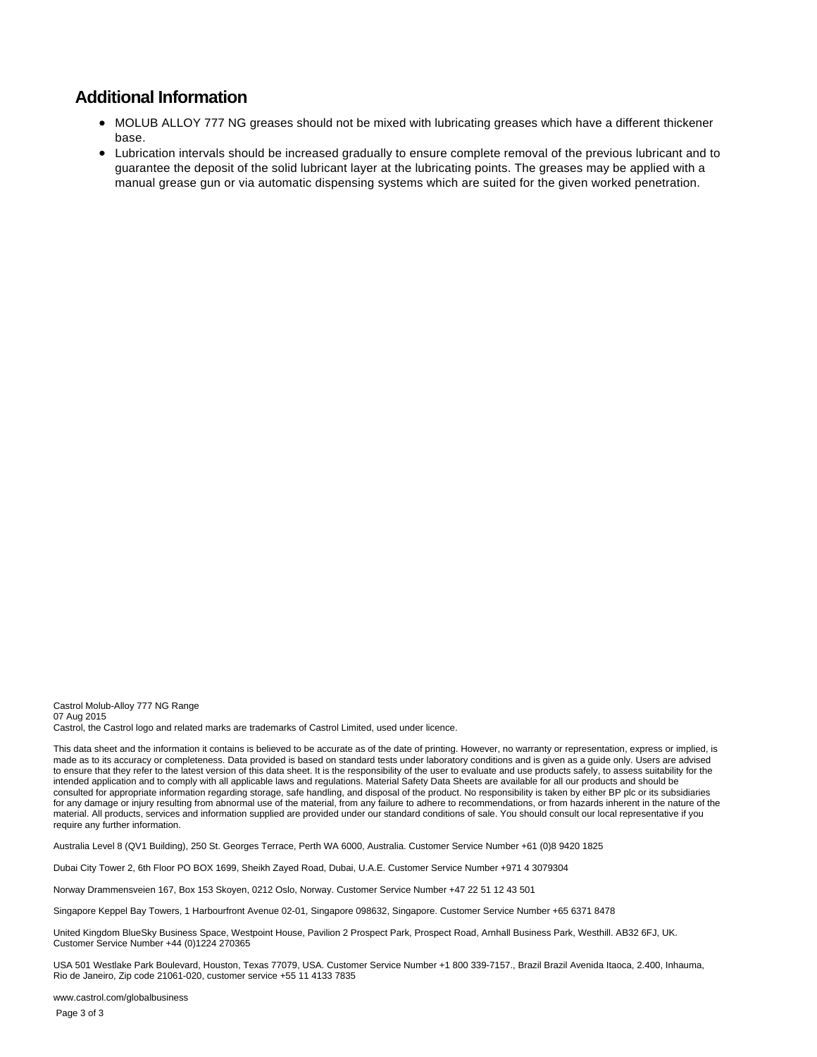## Additional Information

- MOLUB ALLOY 777 NG greases should not be mixed with lubricating greases which have a different thickener base.
- Lubrication intervals should be increased gradually to ensure complete removal of the previous lubricant and to guarantee the deposit of the solid lubricant layer at the lubricating points. The greases may be applied with a manual grease gun or via automatic dispensing systems which are suited for the given worked penetration.

Castrol Molub-Alloy 777 NG Range
07 Aug 2015
Castrol, the Castrol logo and related marks are trademarks of Castrol Limited, used under licence.

This data sheet and the information it contains is believed to be accurate as of the date of printing. However, no warranty or representation, express or implied, is made as to its accuracy or completeness. Data provided is based on standard tests under laboratory conditions and is given as a guide only. Users are advised to ensure that they refer to the latest version of this data sheet. It is the responsibility of the user to evaluate and use products safely, to assess suitability for the intended application and to comply with all applicable laws and regulations. Material Safety Data Sheets are available for all our products and should be consulted for appropriate information regarding storage, safe handling, and disposal of the product. No responsibility is taken by either BP plc or its subsidiaries for any damage or injury resulting from abnormal use of the material, from any failure to adhere to recommendations, or from hazards inherent in the nature of the material. All products, services and information supplied are provided under our standard conditions of sale. You should consult our local representative if you require any further information.

Australia Level 8 (QV1 Building), 250 St. Georges Terrace, Perth WA 6000, Australia. Customer Service Number +61 (0)8 9420 1825

Dubai City Tower 2, 6th Floor PO BOX 1699, Sheikh Zayed Road, Dubai, U.A.E. Customer Service Number +971 4 3079304

Norway Drammensveien 167, Box 153 Skoyen, 0212 Oslo, Norway. Customer Service Number +47 22 51 12 43 501

Singapore Keppel Bay Towers, 1 Harbourfront Avenue 02-01, Singapore 098632, Singapore. Customer Service Number +65 6371 8478

United Kingdom BlueSky Business Space, Westpoint House, Pavilion 2 Prospect Park, Prospect Road, Arnhall Business Park, Westhill. AB32 6FJ, UK. Customer Service Number +44 (0)1224 270365

USA 501 Westlake Park Boulevard, Houston, Texas 77079, USA. Customer Service Number +1 800 339-7157., Brazil Brazil Avenida Itaoca, 2.400, Inhauma, Rio de Janeiro, Zip code 21061-020, customer service +55 11 4133 7835

www.castrol.com/globalbusiness